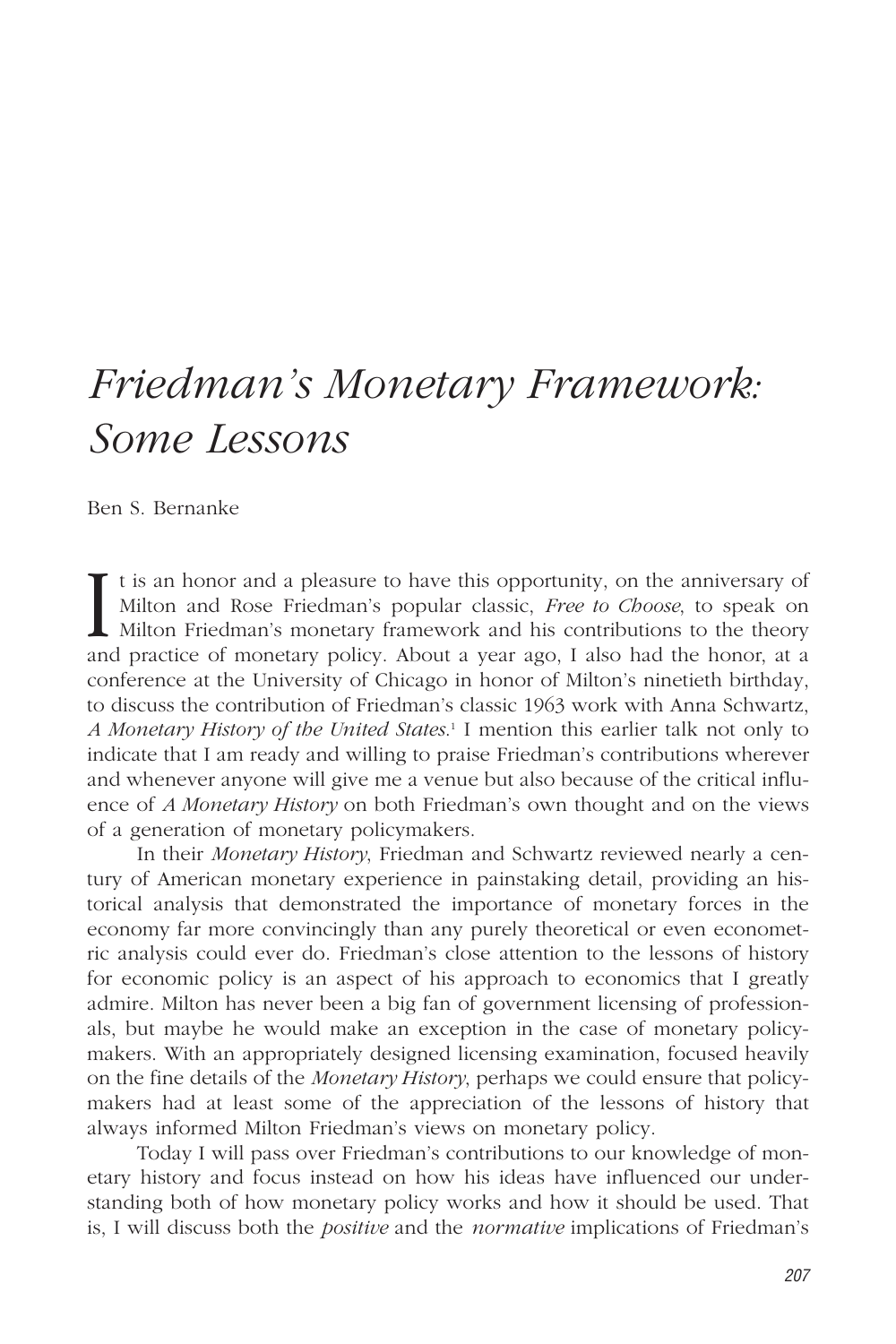# *Friedman's Monetary Framework: Some Lessons*

Ben S. Bernanke

It is an honor and a pleasure to have this opportunity, on the anniversary of Milton and Rose Friedman's popular classic, *Free to Choose*, to speak on Milton Friedman's monetary framework and his contributions to the theory and practice of monetary policy. About a year ago, I also had the honor, at a conference at the University of Chicago in honor of Milton's ninetieth birthday, to discuss the contribution of Friedman's classic 1963 work with Anna Schwartz, *A Monetary History of the United States*.[1] I mention this earlier talk not only to indicate that I am ready and willing to praise Friedman's contributions wherever and whenever anyone will give me a venue but also because of the critical influence of *A Monetary History* on both Friedman's own thought and on the views of a generation of monetary policymakers.

In their *Monetary History*, Friedman and Schwartz reviewed nearly a century of American monetary experience in painstaking detail, providing an historical analysis that demonstrated the importance of monetary forces in the economy far more convincingly than any purely theoretical or even econometric analysis could ever do. Friedman's close attention to the lessons of history for economic policy is an aspect of his approach to economics that I greatly admire. Milton has never been a big fan of government licensing of professionals, but maybe he would make an exception in the case of monetary policymakers. With an appropriately designed licensing examination, focused heavily on the fine details of the *Monetary History*, perhaps we could ensure that policymakers had at least some of the appreciation of the lessons of history that always informed Milton Friedman's views on monetary policy.

Today I will pass over Friedman's contributions to our knowledge of monetary history and focus instead on how his ideas have influenced our understanding both of how monetary policy works and how it should be used. That is, I will discuss both the *positive* and the *normative* implications of Friedman's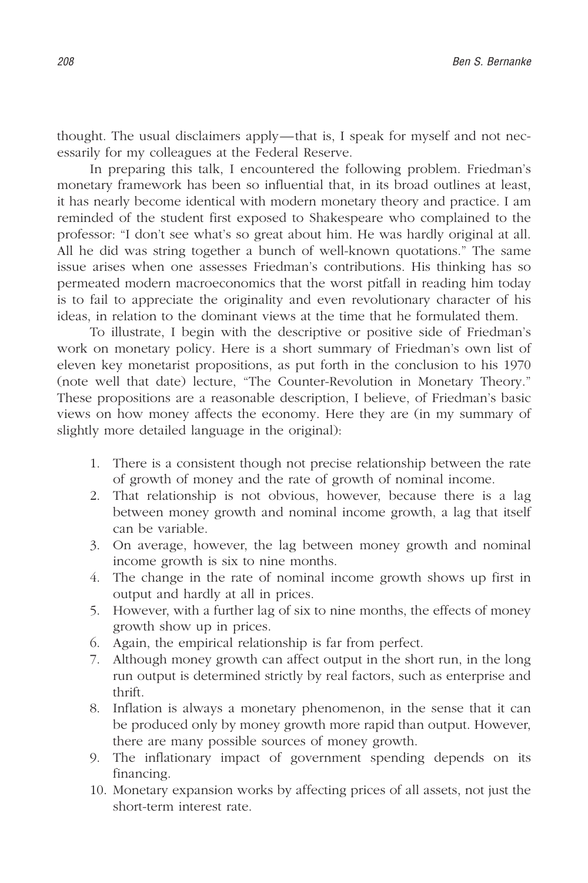thought. The usual disclaimers apply—that is, I speak for myself and not necessarily for my colleagues at the Federal Reserve.

In preparing this talk, I encountered the following problem. Friedman's monetary framework has been so influential that, in its broad outlines at least, it has nearly become identical with modern monetary theory and practice. I am reminded of the student first exposed to Shakespeare who complained to the professor: "I don't see what's so great about him. He was hardly original at all. All he did was string together a bunch of well-known quotations." The same issue arises when one assesses Friedman's contributions. His thinking has so permeated modern macroeconomics that the worst pitfall in reading him today is to fail to appreciate the originality and even revolutionary character of his ideas, in relation to the dominant views at the time that he formulated them.

To illustrate, I begin with the descriptive or positive side of Friedman's work on monetary policy. Here is a short summary of Friedman's own list of eleven key monetarist propositions, as put forth in the conclusion to his 1970 (note well that date) lecture, "The Counter-Revolution in Monetary Theory." These propositions are a reasonable description, I believe, of Friedman's basic views on how money affects the economy. Here they are (in my summary of slightly more detailed language in the original):

1. There is a consistent though not precise relationship between the rate of growth of money and the rate of growth of nominal income.
2. That relationship is not obvious, however, because there is a lag between money growth and nominal income growth, a lag that itself can be variable.
3. On average, however, the lag between money growth and nominal income growth is six to nine months.
4. The change in the rate of nominal income growth shows up first in output and hardly at all in prices.
5. However, with a further lag of six to nine months, the effects of money growth show up in prices.
6. Again, the empirical relationship is far from perfect.
7. Although money growth can affect output in the short run, in the long run output is determined strictly by real factors, such as enterprise and thrift.
8. Inflation is always a monetary phenomenon, in the sense that it can be produced only by money growth more rapid than output. However, there are many possible sources of money growth.
9. The inflationary impact of government spending depends on its financing.
10. Monetary expansion works by affecting prices of all assets, not just the short-term interest rate.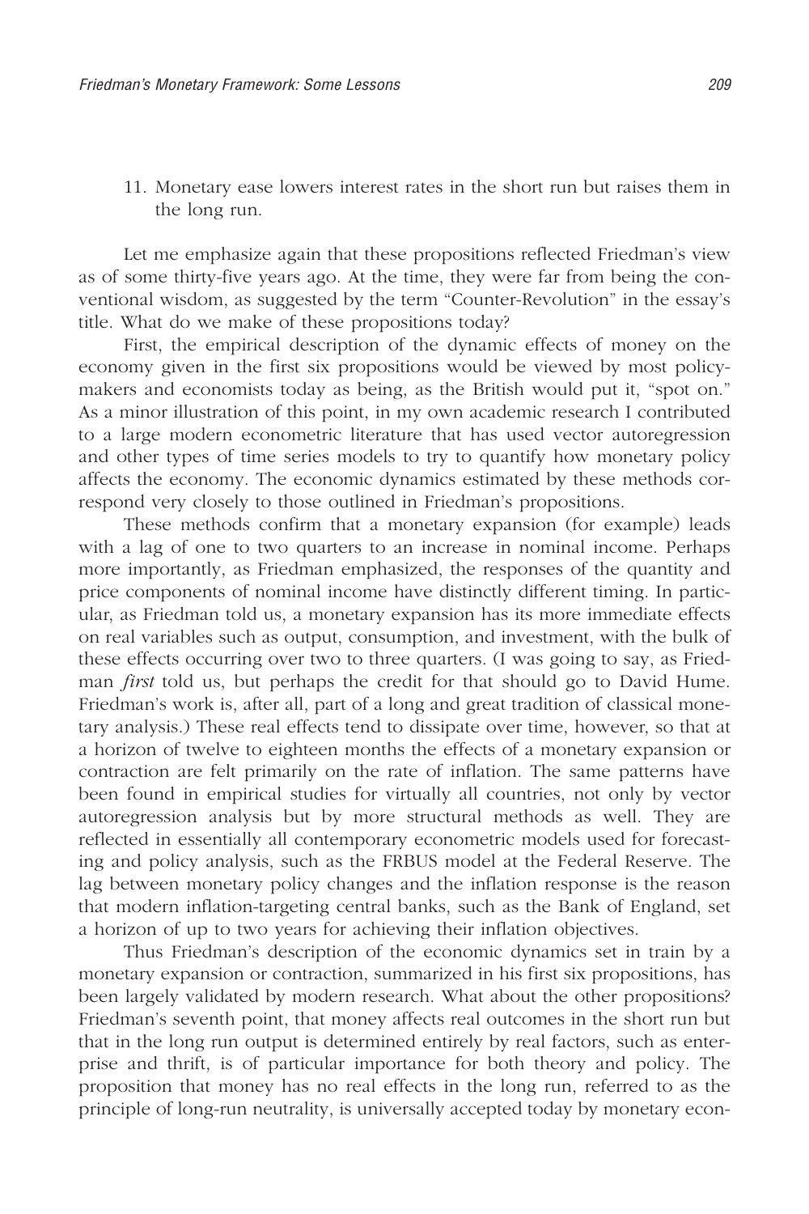11. Monetary ease lowers interest rates in the short run but raises them in the long run.

Let me emphasize again that these propositions reflected Friedman's view as of some thirty-five years ago. At the time, they were far from being the conventional wisdom, as suggested by the term "Counter-Revolution" in the essay's title. What do we make of these propositions today?

First, the empirical description of the dynamic effects of money on the economy given in the first six propositions would be viewed by most policymakers and economists today as being, as the British would put it, "spot on." As a minor illustration of this point, in my own academic research I contributed to a large modern econometric literature that has used vector autoregression and other types of time series models to try to quantify how monetary policy affects the economy. The economic dynamics estimated by these methods correspond very closely to those outlined in Friedman's propositions.

These methods confirm that a monetary expansion (for example) leads with a lag of one to two quarters to an increase in nominal income. Perhaps more importantly, as Friedman emphasized, the responses of the quantity and price components of nominal income have distinctly different timing. In particular, as Friedman told us, a monetary expansion has its more immediate effects on real variables such as output, consumption, and investment, with the bulk of these effects occurring over two to three quarters. (I was going to say, as Friedman *first* told us, but perhaps the credit for that should go to David Hume. Friedman's work is, after all, part of a long and great tradition of classical monetary analysis.) These real effects tend to dissipate over time, however, so that at a horizon of twelve to eighteen months the effects of a monetary expansion or contraction are felt primarily on the rate of inflation. The same patterns have been found in empirical studies for virtually all countries, not only by vector autoregression analysis but by more structural methods as well. They are reflected in essentially all contemporary econometric models used for forecasting and policy analysis, such as the FRBUS model at the Federal Reserve. The lag between monetary policy changes and the inflation response is the reason that modern inflation-targeting central banks, such as the Bank of England, set a horizon of up to two years for achieving their inflation objectives.

Thus Friedman's description of the economic dynamics set in train by a monetary expansion or contraction, summarized in his first six propositions, has been largely validated by modern research. What about the other propositions? Friedman's seventh point, that money affects real outcomes in the short run but that in the long run output is determined entirely by real factors, such as enterprise and thrift, is of particular importance for both theory and policy. The proposition that money has no real effects in the long run, referred to as the principle of long-run neutrality, is universally accepted today by monetary econ-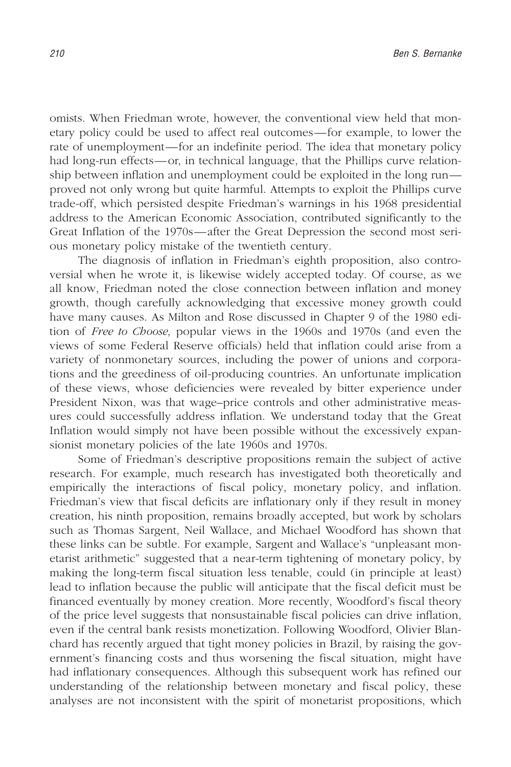omists. When Friedman wrote, however, the conventional view held that monetary policy could be used to affect real outcomes—for example, to lower the rate of unemployment—for an indefinite period. The idea that monetary policy had long-run effects—or, in technical language, that the Phillips curve relationship between inflation and unemployment could be exploited in the long run—proved not only wrong but quite harmful. Attempts to exploit the Phillips curve trade-off, which persisted despite Friedman's warnings in his 1968 presidential address to the American Economic Association, contributed significantly to the Great Inflation of the 1970s—after the Great Depression the second most serious monetary policy mistake of the twentieth century.

The diagnosis of inflation in Friedman's eighth proposition, also controversial when he wrote it, is likewise widely accepted today. Of course, as we all know, Friedman noted the close connection between inflation and money growth, though carefully acknowledging that excessive money growth could have many causes. As Milton and Rose discussed in Chapter 9 of the 1980 edition of *Free to Choose*, popular views in the 1960s and 1970s (and even the views of some Federal Reserve officials) held that inflation could arise from a variety of nonmonetary sources, including the power of unions and corporations and the greediness of oil-producing countries. An unfortunate implication of these views, whose deficiencies were revealed by bitter experience under President Nixon, was that wage–price controls and other administrative measures could successfully address inflation. We understand today that the Great Inflation would simply not have been possible without the excessively expansionist monetary policies of the late 1960s and 1970s.

Some of Friedman's descriptive propositions remain the subject of active research. For example, much research has investigated both theoretically and empirically the interactions of fiscal policy, monetary policy, and inflation. Friedman's view that fiscal deficits are inflationary only if they result in money creation, his ninth proposition, remains broadly accepted, but work by scholars such as Thomas Sargent, Neil Wallace, and Michael Woodford has shown that these links can be subtle. For example, Sargent and Wallace's "unpleasant monetarist arithmetic" suggested that a near-term tightening of monetary policy, by making the long-term fiscal situation less tenable, could (in principle at least) lead to inflation because the public will anticipate that the fiscal deficit must be financed eventually by money creation. More recently, Woodford's fiscal theory of the price level suggests that nonsustainable fiscal policies can drive inflation, even if the central bank resists monetization. Following Woodford, Olivier Blanchard has recently argued that tight money policies in Brazil, by raising the government's financing costs and thus worsening the fiscal situation, might have had inflationary consequences. Although this subsequent work has refined our understanding of the relationship between monetary and fiscal policy, these analyses are not inconsistent with the spirit of monetarist propositions, which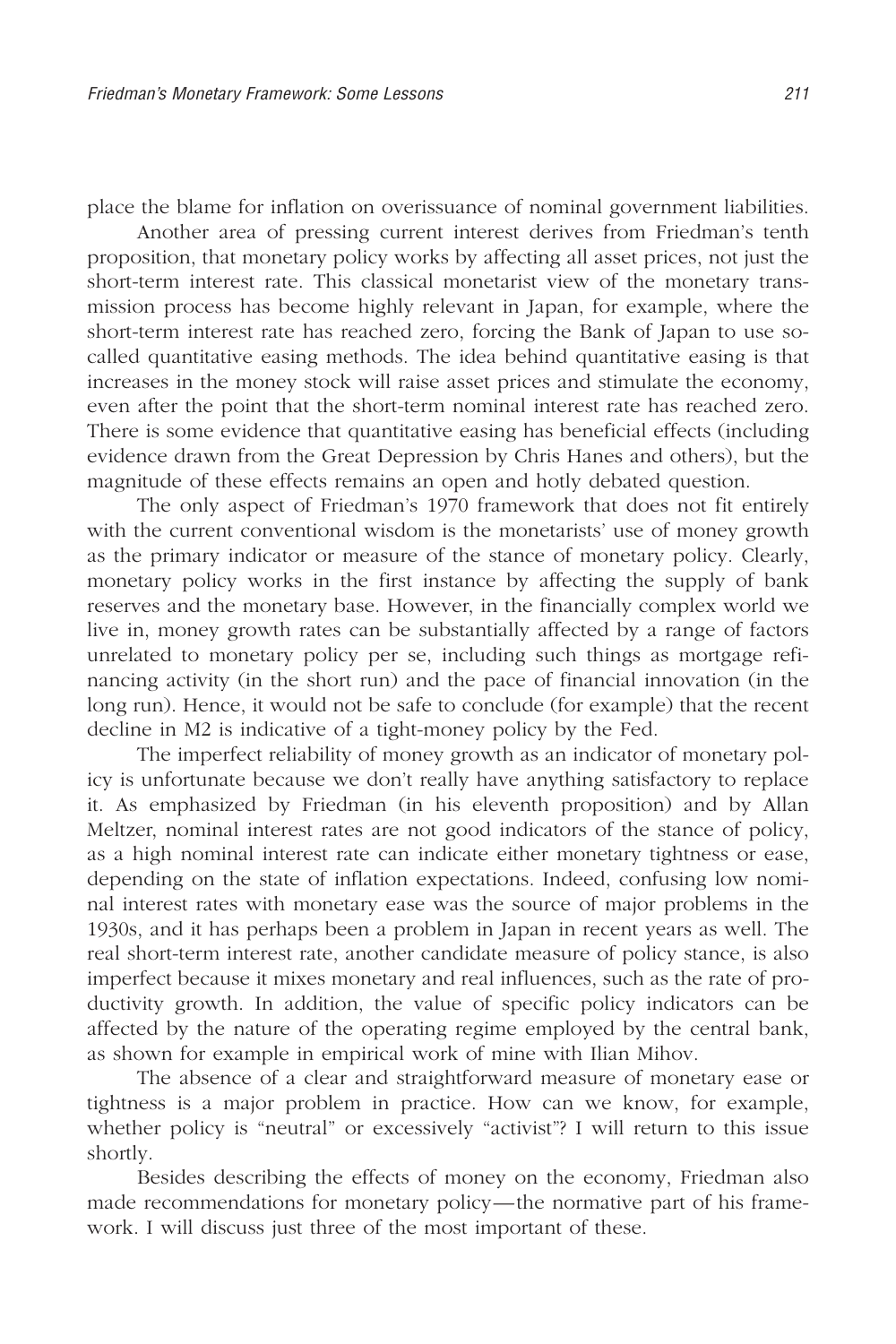place the blame for inflation on overissuance of nominal government liabilities.

Another area of pressing current interest derives from Friedman's tenth proposition, that monetary policy works by affecting all asset prices, not just the short-term interest rate. This classical monetarist view of the monetary transmission process has become highly relevant in Japan, for example, where the short-term interest rate has reached zero, forcing the Bank of Japan to use so-called quantitative easing methods. The idea behind quantitative easing is that increases in the money stock will raise asset prices and stimulate the economy, even after the point that the short-term nominal interest rate has reached zero. There is some evidence that quantitative easing has beneficial effects (including evidence drawn from the Great Depression by Chris Hanes and others), but the magnitude of these effects remains an open and hotly debated question.

The only aspect of Friedman's 1970 framework that does not fit entirely with the current conventional wisdom is the monetarists' use of money growth as the primary indicator or measure of the stance of monetary policy. Clearly, monetary policy works in the first instance by affecting the supply of bank reserves and the monetary base. However, in the financially complex world we live in, money growth rates can be substantially affected by a range of factors unrelated to monetary policy per se, including such things as mortgage refinancing activity (in the short run) and the pace of financial innovation (in the long run). Hence, it would not be safe to conclude (for example) that the recent decline in M2 is indicative of a tight-money policy by the Fed.

The imperfect reliability of money growth as an indicator of monetary policy is unfortunate because we don't really have anything satisfactory to replace it. As emphasized by Friedman (in his eleventh proposition) and by Allan Meltzer, nominal interest rates are not good indicators of the stance of policy, as a high nominal interest rate can indicate either monetary tightness or ease, depending on the state of inflation expectations. Indeed, confusing low nominal interest rates with monetary ease was the source of major problems in the 1930s, and it has perhaps been a problem in Japan in recent years as well. The real short-term interest rate, another candidate measure of policy stance, is also imperfect because it mixes monetary and real influences, such as the rate of productivity growth. In addition, the value of specific policy indicators can be affected by the nature of the operating regime employed by the central bank, as shown for example in empirical work of mine with Ilian Mihov.

The absence of a clear and straightforward measure of monetary ease or tightness is a major problem in practice. How can we know, for example, whether policy is "neutral" or excessively "activist"? I will return to this issue shortly.

Besides describing the effects of money on the economy, Friedman also made recommendations for monetary policy—the normative part of his framework. I will discuss just three of the most important of these.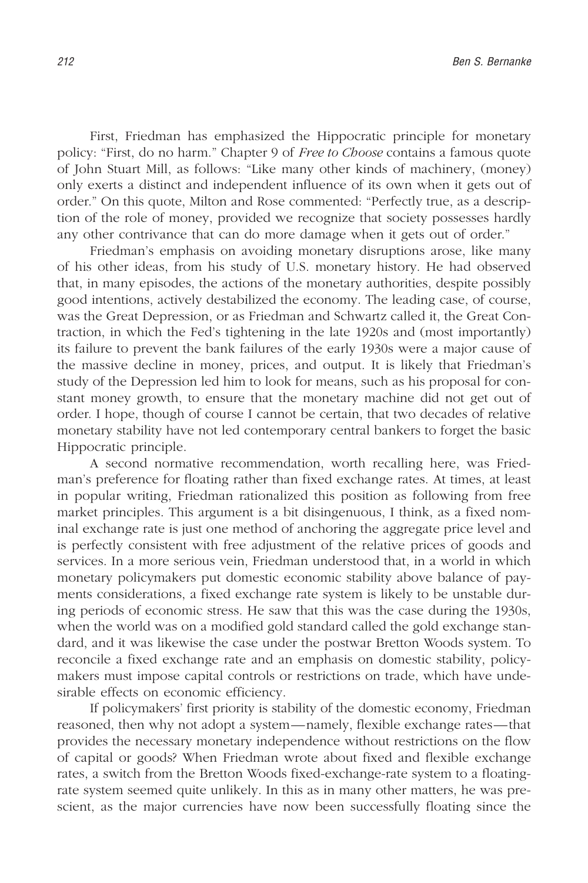First, Friedman has emphasized the Hippocratic principle for monetary policy: "First, do no harm." Chapter 9 of *Free to Choose* contains a famous quote of John Stuart Mill, as follows: "Like many other kinds of machinery, (money) only exerts a distinct and independent influence of its own when it gets out of order." On this quote, Milton and Rose commented: "Perfectly true, as a description of the role of money, provided we recognize that society possesses hardly any other contrivance that can do more damage when it gets out of order."

Friedman's emphasis on avoiding monetary disruptions arose, like many of his other ideas, from his study of U.S. monetary history. He had observed that, in many episodes, the actions of the monetary authorities, despite possibly good intentions, actively destabilized the economy. The leading case, of course, was the Great Depression, or as Friedman and Schwartz called it, the Great Contraction, in which the Fed's tightening in the late 1920s and (most importantly) its failure to prevent the bank failures of the early 1930s were a major cause of the massive decline in money, prices, and output. It is likely that Friedman's study of the Depression led him to look for means, such as his proposal for constant money growth, to ensure that the monetary machine did not get out of order. I hope, though of course I cannot be certain, that two decades of relative monetary stability have not led contemporary central bankers to forget the basic Hippocratic principle.

A second normative recommendation, worth recalling here, was Friedman's preference for floating rather than fixed exchange rates. At times, at least in popular writing, Friedman rationalized this position as following from free market principles. This argument is a bit disingenuous, I think, as a fixed nominal exchange rate is just one method of anchoring the aggregate price level and is perfectly consistent with free adjustment of the relative prices of goods and services. In a more serious vein, Friedman understood that, in a world in which monetary policymakers put domestic economic stability above balance of payments considerations, a fixed exchange rate system is likely to be unstable during periods of economic stress. He saw that this was the case during the 1930s, when the world was on a modified gold standard called the gold exchange standard, and it was likewise the case under the postwar Bretton Woods system. To reconcile a fixed exchange rate and an emphasis on domestic stability, policymakers must impose capital controls or restrictions on trade, which have undesirable effects on economic efficiency.

If policymakers' first priority is stability of the domestic economy, Friedman reasoned, then why not adopt a system—namely, flexible exchange rates—that provides the necessary monetary independence without restrictions on the flow of capital or goods? When Friedman wrote about fixed and flexible exchange rates, a switch from the Bretton Woods fixed-exchange-rate system to a floating-rate system seemed quite unlikely. In this as in many other matters, he was prescient, as the major currencies have now been successfully floating since the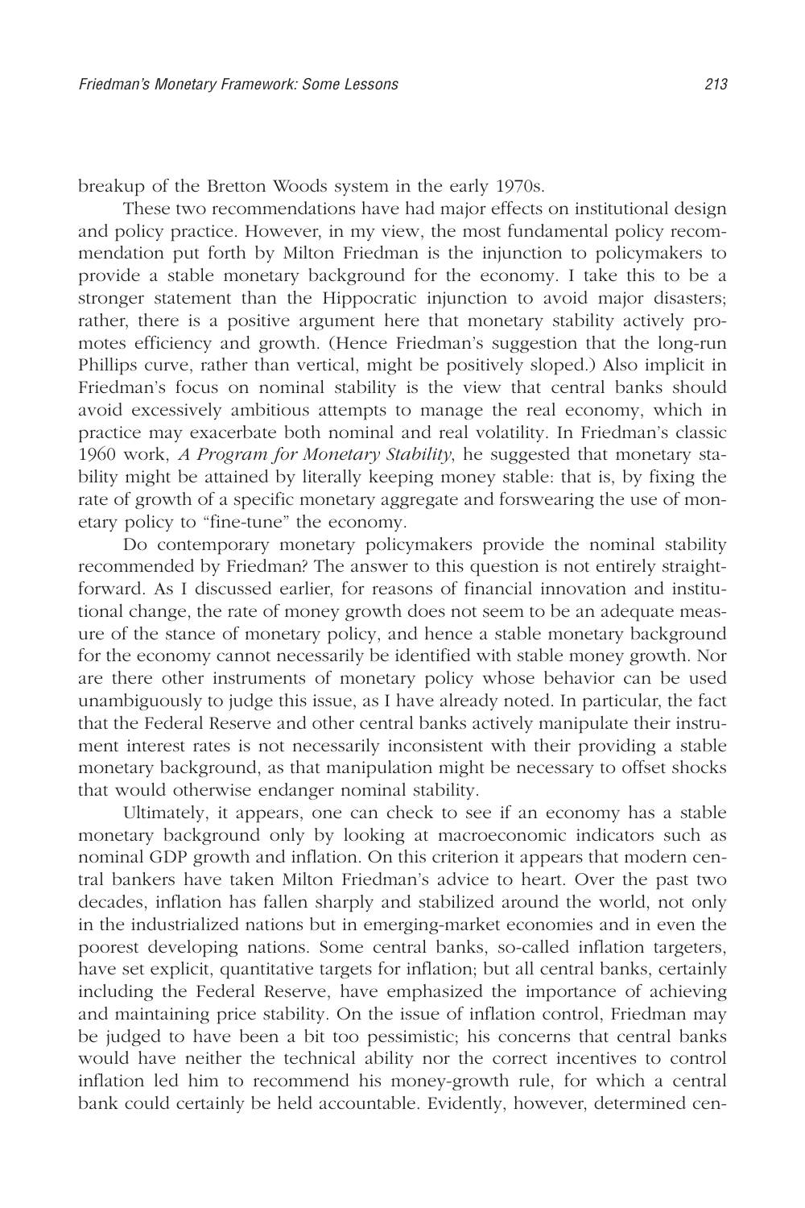breakup of the Bretton Woods system in the early 1970s.

These two recommendations have had major effects on institutional design and policy practice. However, in my view, the most fundamental policy recommendation put forth by Milton Friedman is the injunction to policymakers to provide a stable monetary background for the economy. I take this to be a stronger statement than the Hippocratic injunction to avoid major disasters; rather, there is a positive argument here that monetary stability actively promotes efficiency and growth. (Hence Friedman's suggestion that the long-run Phillips curve, rather than vertical, might be positively sloped.) Also implicit in Friedman's focus on nominal stability is the view that central banks should avoid excessively ambitious attempts to manage the real economy, which in practice may exacerbate both nominal and real volatility. In Friedman's classic 1960 work, *A Program for Monetary Stability*, he suggested that monetary stability might be attained by literally keeping money stable: that is, by fixing the rate of growth of a specific monetary aggregate and forswearing the use of monetary policy to "fine-tune" the economy.

Do contemporary monetary policymakers provide the nominal stability recommended by Friedman? The answer to this question is not entirely straightforward. As I discussed earlier, for reasons of financial innovation and institutional change, the rate of money growth does not seem to be an adequate measure of the stance of monetary policy, and hence a stable monetary background for the economy cannot necessarily be identified with stable money growth. Nor are there other instruments of monetary policy whose behavior can be used unambiguously to judge this issue, as I have already noted. In particular, the fact that the Federal Reserve and other central banks actively manipulate their instrument interest rates is not necessarily inconsistent with their providing a stable monetary background, as that manipulation might be necessary to offset shocks that would otherwise endanger nominal stability.

Ultimately, it appears, one can check to see if an economy has a stable monetary background only by looking at macroeconomic indicators such as nominal GDP growth and inflation. On this criterion it appears that modern central bankers have taken Milton Friedman's advice to heart. Over the past two decades, inflation has fallen sharply and stabilized around the world, not only in the industrialized nations but in emerging-market economies and in even the poorest developing nations. Some central banks, so-called inflation targeters, have set explicit, quantitative targets for inflation; but all central banks, certainly including the Federal Reserve, have emphasized the importance of achieving and maintaining price stability. On the issue of inflation control, Friedman may be judged to have been a bit too pessimistic; his concerns that central banks would have neither the technical ability nor the correct incentives to control inflation led him to recommend his money-growth rule, for which a central bank could certainly be held accountable. Evidently, however, determined cen-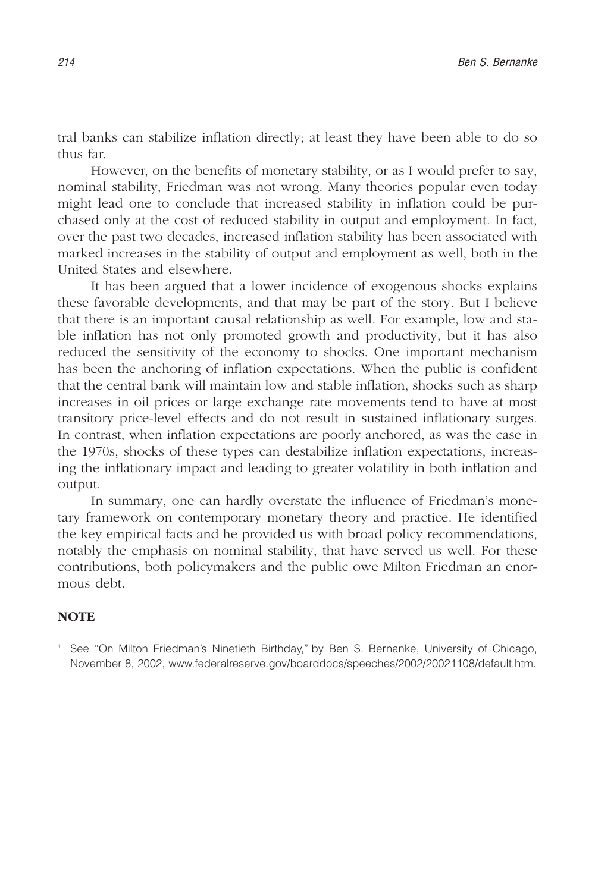tral banks can stabilize inflation directly; at least they have been able to do so thus far.

However, on the benefits of monetary stability, or as I would prefer to say, nominal stability, Friedman was not wrong. Many theories popular even today might lead one to conclude that increased stability in inflation could be purchased only at the cost of reduced stability in output and employment. In fact, over the past two decades, increased inflation stability has been associated with marked increases in the stability of output and employment as well, both in the United States and elsewhere.

It has been argued that a lower incidence of exogenous shocks explains these favorable developments, and that may be part of the story. But I believe that there is an important causal relationship as well. For example, low and stable inflation has not only promoted growth and productivity, but it has also reduced the sensitivity of the economy to shocks. One important mechanism has been the anchoring of inflation expectations. When the public is confident that the central bank will maintain low and stable inflation, shocks such as sharp increases in oil prices or large exchange rate movements tend to have at most transitory price-level effects and do not result in sustained inflationary surges. In contrast, when inflation expectations are poorly anchored, as was the case in the 1970s, shocks of these types can destabilize inflation expectations, increasing the inflationary impact and leading to greater volatility in both inflation and output.

In summary, one can hardly overstate the influence of Friedman's monetary framework on contemporary monetary theory and practice. He identified the key empirical facts and he provided us with broad policy recommendations, notably the emphasis on nominal stability, that have served us well. For these contributions, both policymakers and the public owe Milton Friedman an enormous debt.

## NOTE

[1] See "On Milton Friedman's Ninetieth Birthday," by Ben S. Bernanke, University of Chicago, November 8, 2002, www.federalreserve.gov/boarddocs/speeches/2002/20021108/default.htm.